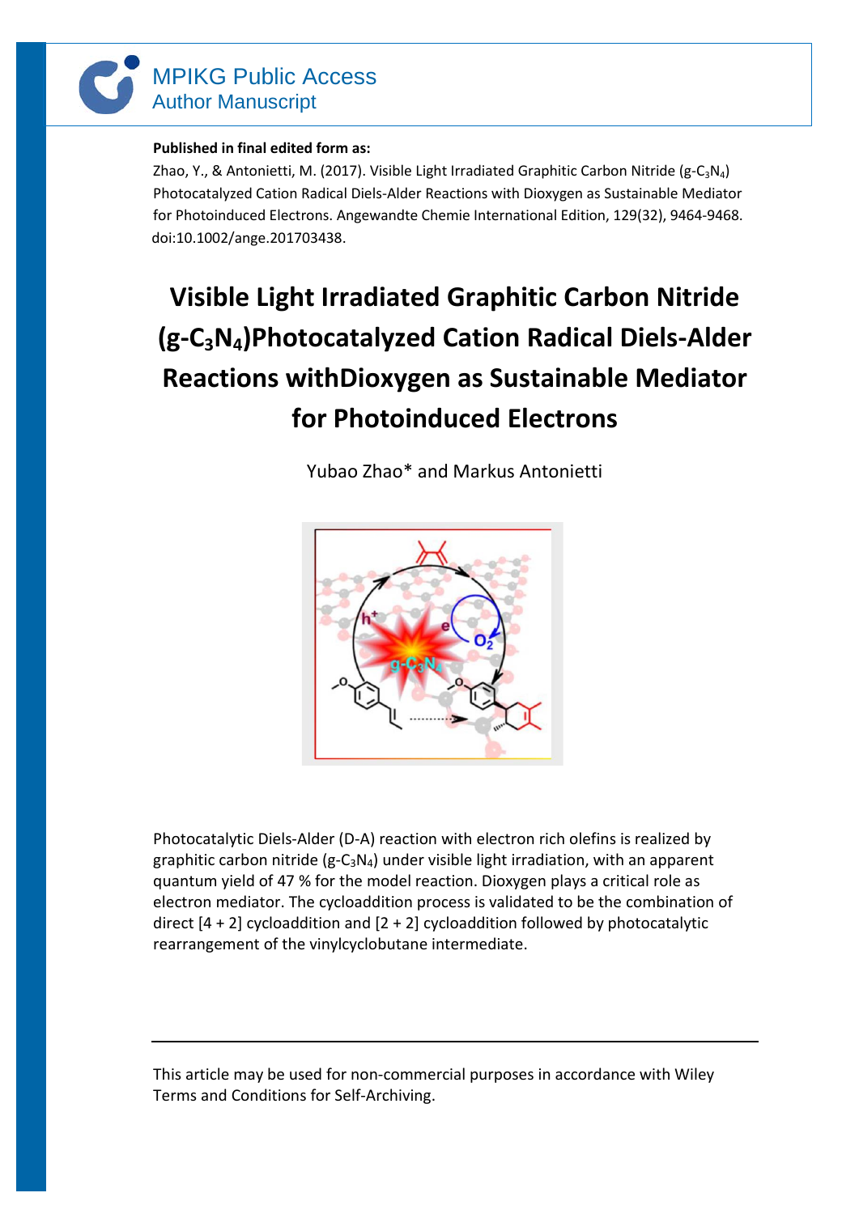MPIKG Public Access
Author Manuscript

**Published in final edited form as:**

Zhao, Y., & Antonietti, M. (2017). Visible Light Irradiated Graphitic Carbon Nitride ($g\text{-}C_3N_4$) Photocatalyzed Cation Radical Diels-Alder Reactions with Dioxygen as Sustainable Mediator for Photoinduced Electrons. Angewandte Chemie International Edition, 129(32), 9464-9468. doi:10.1002/ange.201703438.

# Visible Light Irradiated Graphitic Carbon Nitride ($g\text{-}C_3N_4$)Photocatalyzed Cation Radical Diels-Alder Reactions withDioxygen as Sustainable Mediator for Photoinduced Electrons

Yubao Zhao* and Markus Antonietti

Photocatalytic Diels-Alder (D-A) reaction with electron rich olefins is realized by graphitic carbon nitride ($g\text{-}C_3N_4$) under visible light irradiation, with an apparent quantum yield of 47 % for the model reaction. Dioxygen plays a critical role as electron mediator. The cycloaddition process is validated to be the combination of direct [4 + 2] cycloaddition and [2 + 2] cycloaddition followed by photocatalytic rearrangement of the vinylcyclobutane intermediate.

---

This article may be used for non-commercial purposes in accordance with Wiley Terms and Conditions for Self-Archiving.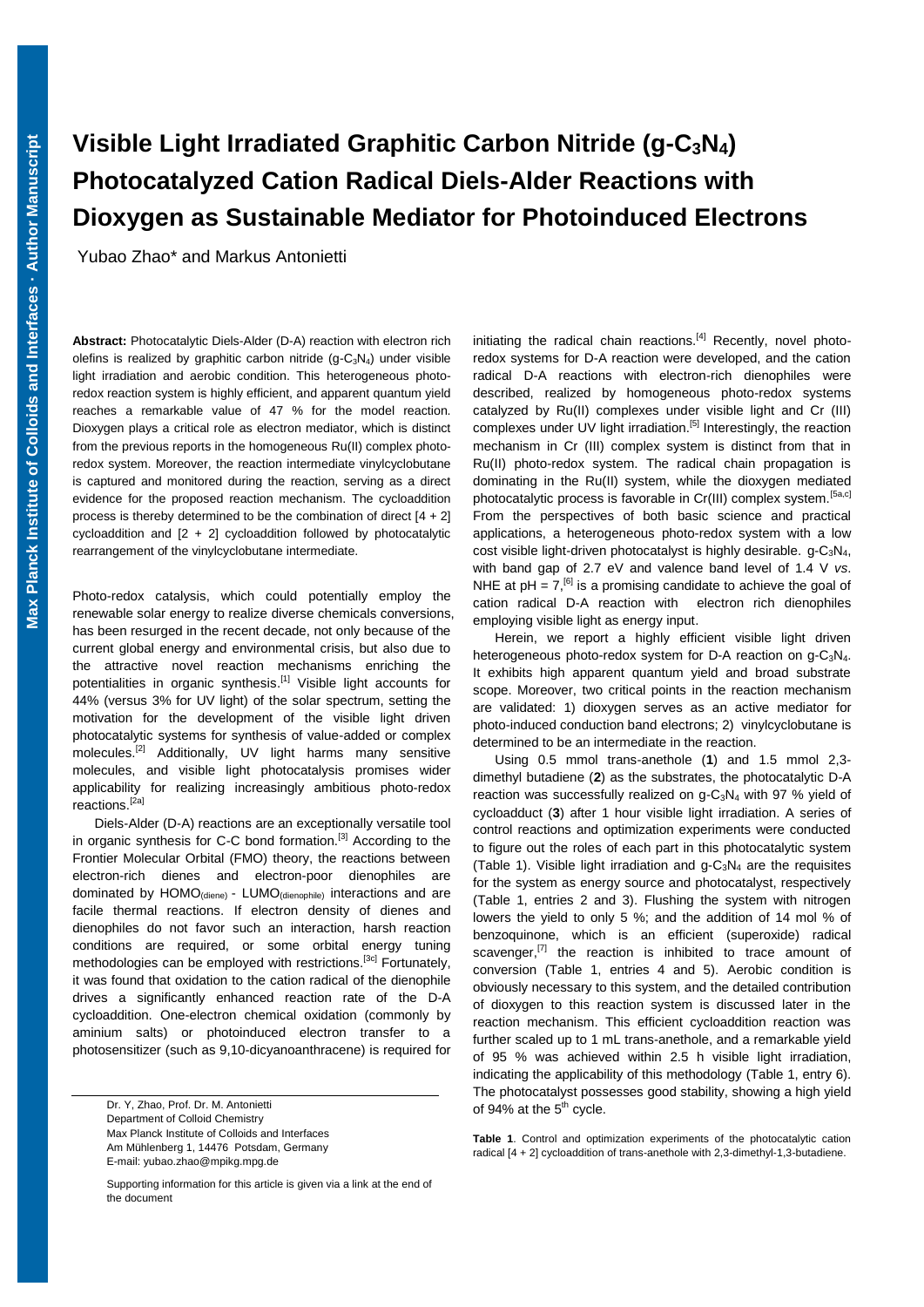# Visible Light Irradiated Graphitic Carbon Nitride ($g$-$C_3N_4$) Photocatalyzed Cation Radical Diels-Alder Reactions with Dioxygen as Sustainable Mediator for Photoinduced Electrons

Yubao Zhao* and Markus Antonietti

**Abstract:** Photocatalytic Diels-Alder (D-A) reaction with electron rich olefins is realized by graphitic carbon nitride ($g$-$C_3N_4$) under visible light irradiation and aerobic condition. This heterogeneous photo-redox reaction system is highly efficient, and apparent quantum yield reaches a remarkable value of 47 % for the model reaction. Dioxygen plays a critical role as electron mediator, which is distinct from the previous reports in the homogeneous Ru(II) complex photo-redox system. Moreover, the reaction intermediate vinylcyclobutane is captured and monitored during the reaction, serving as a direct evidence for the proposed reaction mechanism. The cycloaddition process is thereby determined to be the combination of direct [4 + 2] cycloaddition and [2 + 2] cycloaddition followed by photocatalytic rearrangement of the vinylcyclobutane intermediate.

Photo-redox catalysis, which could potentially employ the renewable solar energy to realize diverse chemicals conversions, has been resurged in the recent decade, not only because of the current global energy and environmental crisis, but also due to the attractive novel reaction mechanisms enriching the potentialities in organic synthesis.[1] Visible light accounts for 44% (versus 3% for UV light) of the solar spectrum, setting the motivation for the development of the visible light driven photocatalytic systems for synthesis of value-added or complex molecules.[2] Additionally, UV light harms many sensitive molecules, and visible light photocatalysis promises wider applicability for realizing increasingly ambitious photo-redox reactions.[2a]

Diels-Alder (D-A) reactions are an exceptionally versatile tool in organic synthesis for C-C bond formation.[3] According to the Frontier Molecular Orbital (FMO) theory, the reactions between electron-rich dienes and electron-poor dienophiles are dominated by $HOMO_{(diene)}$ - $LUMO_{(dienophile)}$ interactions and are facile thermal reactions. If electron density of dienes and dienophiles do not favor such an interaction, harsh reaction conditions are required, or some orbital energy tuning methodologies can be employed with restrictions.[3c] Fortunately, it was found that oxidation to the cation radical of the dienophile drives a significantly enhanced reaction rate of the D-A cycloaddition. One-electron chemical oxidation (commonly by aminium salts) or photoinduced electron transfer to a photosensitizer (such as 9,10-dicyanoanthracene) is required for initiating the radical chain reactions.[4] Recently, novel photo-redox systems for D-A reaction were developed, and the cation radical D-A reactions with electron-rich dienophiles were described, realized by homogeneous photo-redox systems catalyzed by Ru(II) complexes under visible light and Cr (III) complexes under UV light irradiation.[5] Interestingly, the reaction mechanism in Cr (III) complex system is distinct from that in Ru(II) photo-redox system. The radical chain propagation is dominating in the Ru(II) system, while the dioxygen mediated photocatalytic process is favorable in Cr(III) complex system.[5a,c] From the perspectives of both basic science and practical applications, a heterogeneous photo-redox system with a low cost visible light-driven photocatalyst is highly desirable. $g$-$C_3N_4$, with band gap of 2.7 eV and valence band level of 1.4 V *vs*. NHE at pH = 7,[6] is a promising candidate to achieve the goal of cation radical D-A reaction with electron rich dienophiles employing visible light as energy input.

Herein, we report a highly efficient visible light driven heterogeneous photo-redox system for D-A reaction on $g$-$C_3N_4$. It exhibits high apparent quantum yield and broad substrate scope. Moreover, two critical points in the reaction mechanism are validated: 1) dioxygen serves as an active mediator for photo-induced conduction band electrons; 2) vinylcyclobutane is determined to be an intermediate in the reaction.

Using 0.5 mmol trans-anethole (**1**) and 1.5 mmol 2,3-dimethyl butadiene (**2**) as the substrates, the photocatalytic D-A reaction was successfully realized on $g$-$C_3N_4$ with 97 % yield of cycloadduct (**3**) after 1 hour visible light irradiation. A series of control reactions and optimization experiments were conducted to figure out the roles of each part in this photocatalytic system (Table 1). Visible light irradiation and $g$-$C_3N_4$ are the requisites for the system as energy source and photocatalyst, respectively (Table 1, entries 2 and 3). Flushing the system with nitrogen lowers the yield to only 5 %; and the addition of 14 mol % of benzoquinone, which is an efficient (superoxide) radical scavenger,[7] the reaction is inhibited to trace amount of conversion (Table 1, entries 4 and 5). Aerobic condition is obviously necessary to this system, and the detailed contribution of dioxygen to this reaction system is discussed later in the reaction mechanism. This efficient cycloaddition reaction was further scaled up to 1 mL trans-anethole, and a remarkable yield of 95 % was achieved within 2.5 h visible light irradiation, indicating the applicability of this methodology (Table 1, entry 6). The photocatalyst possesses good stability, showing a high yield of 94% at the 5th cycle.

**Table 1**. Control and optimization experiments of the photocatalytic cation radical [4 + 2] cycloaddition of trans-anethole with 2,3-dimethyl-1,3-butadiene.

Dr. Y, Zhao, Prof. Dr. M. Antonietti
Department of Colloid Chemistry
Max Planck Institute of Colloids and Interfaces
Am Mühlenberg 1, 14476 Potsdam, Germany
E-mail: yubao.zhao@mpikg.mpg.de

Supporting information for this article is given via a link at the end of the document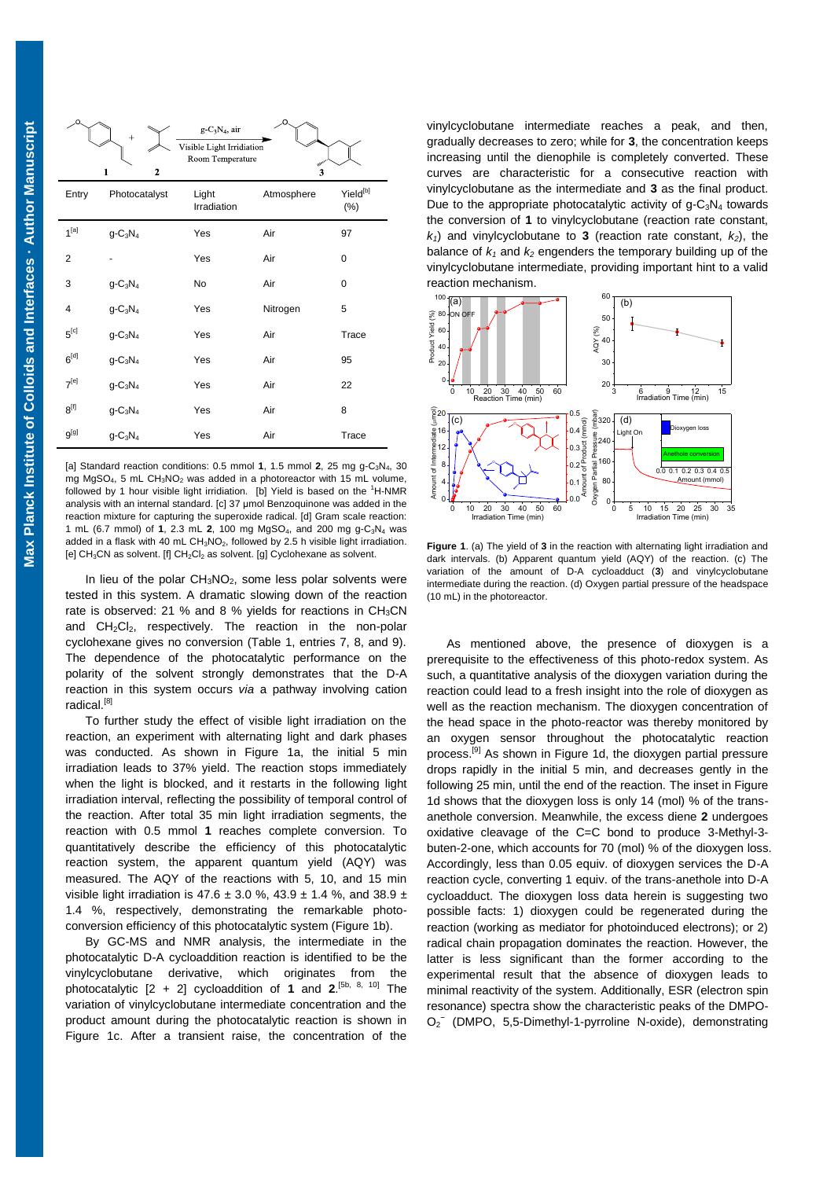| Entry | Photocatalyst | Light Irradiation | Atmosphere | Yield[b] (%) |
|---|---|---|---|---|
| 1[a] | g-$C_3N_4$ | Yes | Air | 97 |
| 2 | - | Yes | Air | 0 |
| 3 | g-$C_3N_4$ | No | Air | 0 |
| 4 | g-$C_3N_4$ | Yes | Nitrogen | 5 |
| 5[c] | g-$C_3N_4$ | Yes | Air | Trace |
| 6[d] | g-$C_3N_4$ | Yes | Air | 95 |
| 7[e] | g-$C_3N_4$ | Yes | Air | 22 |
| 8[f] | g-$C_3N_4$ | Yes | Air | 8 |
| 9[g] | g-$C_3N_4$ | Yes | Air | Trace |

[a] Standard reaction conditions: 0.5 mmol **1**, 1.5 mmol **2**, 25 mg g-$C_3N_4$, 30 mg $MgSO_4$, 5 mL $CH_3NO_2$ was added in a photoreactor with 15 mL volume, followed by 1 hour visible light irridiation. [b] Yield is based on the $^1$H-NMR analysis with an internal standard. [c] 37 μmol Benzoquinone was added in the reaction mixture for capturing the superoxide radical. [d] Gram scale reaction: 1 mL (6.7 mmol) of **1**, 2.3 mL **2**, 100 mg $MgSO_4$, and 200 mg g-$C_3N_4$ was added in a flask with 40 mL $CH_3NO_2$, followed by 2.5 h visible light irradiation. [e] $CH_3CN$ as solvent. [f] $CH_2Cl_2$ as solvent. [g] Cyclohexane as solvent.

In lieu of the polar $CH_3NO_2$, some less polar solvents were tested in this system. A dramatic slowing down of the reaction rate is observed: 21 % and 8 % yields for reactions in $CH_3CN$ and $CH_2Cl_2$, respectively. The reaction in the non-polar cyclohexane gives no conversion (Table 1, entries 7, 8, and 9). The dependence of the photocatalytic performance on the polarity of the solvent strongly demonstrates that the D-A reaction in this system occurs *via* a pathway involving cation radical.[8]

To further study the effect of visible light irradiation on the reaction, an experiment with alternating light and dark phases was conducted. As shown in Figure 1a, the initial 5 min irradiation leads to 37% yield. The reaction stops immediately when the light is blocked, and it restarts in the following light irradiation interval, reflecting the possibility of temporal control of the reaction. After total 35 min light irradiation segments, the reaction with 0.5 mmol **1** reaches complete conversion. To quantitatively describe the efficiency of this photocatalytic reaction system, the apparent quantum yield (AQY) was measured. The AQY of the reactions with 5, 10, and 15 min visible light irradiation is 47.6 ± 3.0 %, 43.9 ± 1.4 %, and 38.9 ± 1.4 %, respectively, demonstrating the remarkable photo-conversion efficiency of this photocatalytic system (Figure 1b).

By GC-MS and NMR analysis, the intermediate in the photocatalytic D-A cycloaddition reaction is identified to be the vinylcyclobutane derivative, which originates from the photocatalytic [2 + 2] cycloaddition of **1** and **2**.[5b, 8, 10] The variation of vinylcyclobutane intermediate concentration and the product amount during the photocatalytic reaction is shown in Figure 1c. After a transient raise, the concentration of the vinylcyclobutane intermediate reaches a peak, and then, gradually decreases to zero; while for **3**, the concentration keeps increasing until the dienophile is completely converted. These curves are characteristic for a consecutive reaction with vinylcyclobutane as the intermediate and **3** as the final product. Due to the appropriate photocatalytic activity of g-$C_3N_4$ towards the conversion of **1** to vinylcyclobutane (reaction rate constant, $k_1$) and vinylcyclobutane to **3** (reaction rate constant, $k_2$), the balance of $k_1$ and $k_2$ engenders the temporary building up of the vinylcyclobutane intermediate, providing important hint to a valid reaction mechanism.

**Figure 1**. (a) The yield of **3** in the reaction with alternating light irradiation and dark intervals. (b) Apparent quantum yield (AQY) of the reaction. (c) The variation of the amount of D-A cycloadduct (**3**) and vinylcyclobutane intermediate during the reaction. (d) Oxygen partial pressure of the headspace (10 mL) in the photoreactor.

As mentioned above, the presence of dioxygen is a prerequisite to the effectiveness of this photo-redox system. As such, a quantitative analysis of the dioxygen variation during the reaction could lead to a fresh insight into the role of dioxygen as well as the reaction mechanism. The dioxygen concentration of the head space in the photo-reactor was thereby monitored by an oxygen sensor throughout the photocatalytic reaction process.[9] As shown in Figure 1d, the dioxygen partial pressure drops rapidly in the initial 5 min, and decreases gently in the following 25 min, until the end of the reaction. The inset in Figure 1d shows that the dioxygen loss is only 14 (mol) % of the trans-anethole conversion. Meanwhile, the excess diene **2** undergoes oxidative cleavage of the C=C bond to produce 3-Methyl-3-buten-2-one, which accounts for 70 (mol) % of the dioxygen loss. Accordingly, less than 0.05 equiv. of dioxygen services the D-A reaction cycle, converting 1 equiv. of the trans-anethole into D-A cycloadduct. The dioxygen loss data herein is suggesting two possible facts: 1) dioxygen could be regenerated during the reaction (working as mediator for photoinduced electrons); or 2) radical chain propagation dominates the reaction. However, the latter is less significant than the former according to the experimental result that the absence of dioxygen leads to minimal reactivity of the system. Additionally, ESR (electron spin resonance) spectra show the characteristic peaks of the DMPO-$O_2^-$ (DMPO, 5,5-Dimethyl-1-pyrroline N-oxide), demonstrating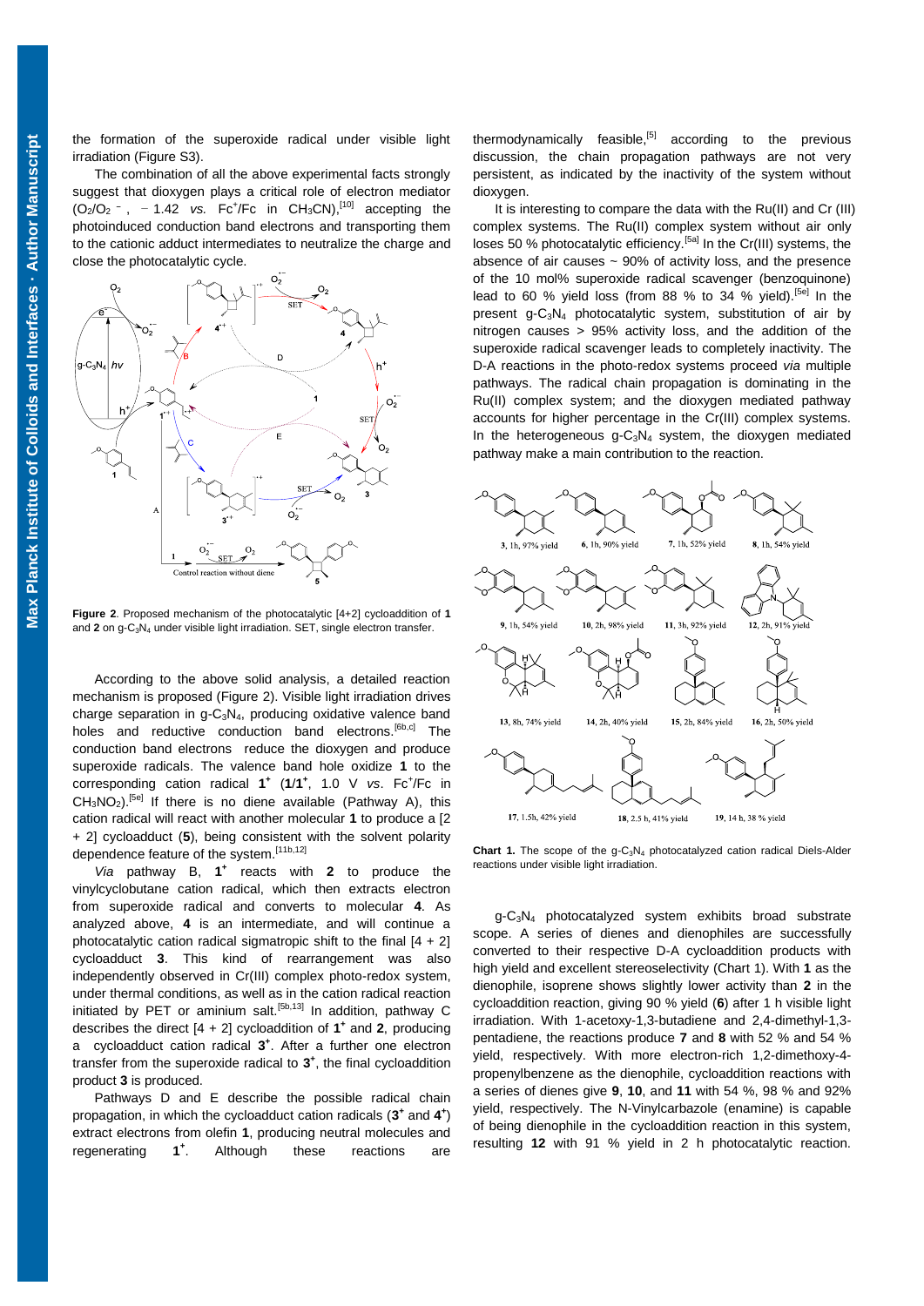the formation of the superoxide radical under visible light irradiation (Figure S3).

The combination of all the above experimental facts strongly suggest that dioxygen plays a critical role of electron mediator ($O_2/O_2^{\cdot-}$, −1.42 *vs.* $Fc^+/Fc$ in $CH_3CN$),[10] accepting the photoinduced conduction band electrons and transporting them to the cationic adduct intermediates to neutralize the charge and close the photocatalytic cycle.

**Figure 2**. Proposed mechanism of the photocatalytic [4+2] cycloaddition of **1** and **2** on g-$C_3N_4$ under visible light irradiation. SET, single electron transfer.

According to the above solid analysis, a detailed reaction mechanism is proposed (Figure 2). Visible light irradiation drives charge separation in g-$C_3N_4$, producing oxidative valence band holes and reductive conduction band electrons.[6b,c] The conduction band electrons reduce the dioxygen and produce superoxide radicals. The valence band hole oxidize **1** to the corresponding cation radical $\mathbf{1}^{+}$ ($\mathbf{1}/\mathbf{1}^{+}$, 1.0 V *vs.* $Fc^+/Fc$ in $CH_3NO_2$).[5e] If there is no diene available (Pathway A), this cation radical will react with another molecular **1** to produce a [2 + 2] cycloadduct (**5**), being consistent with the solvent polarity dependence feature of the system.[11b,12]

*Via* pathway B, $\mathbf{1}^{+}$ reacts with **2** to produce the vinylcyclobutane cation radical, which then extracts electron from superoxide radical and converts to molecular **4**. As analyzed above, **4** is an intermediate, and will continue a photocatalytic cation radical sigmatropic shift to the final [4 + 2] cycloadduct **3**. This kind of rearrangement was also independently observed in Cr(III) complex photo-redox system, under thermal conditions, as well as in the cation radical reaction initiated by PET or aminium salt.[5b,13] In addition, pathway C describes the direct [4 + 2] cycloaddition of $\mathbf{1}^{+}$ and **2**, producing a cycloadduct cation radical $\mathbf{3}^{+}$. After a further one electron transfer from the superoxide radical to $\mathbf{3}^{+}$, the final cycloaddition product **3** is produced.

Pathways D and E describe the possible radical chain propagation, in which the cycloadduct cation radicals ($\mathbf{3}^{+}$ and $\mathbf{4}^{+}$) extract electrons from olefin **1**, producing neutral molecules and regenerating $\mathbf{1}^{+}$. Although these reactions are thermodynamically feasible,[5] according to the previous discussion, the chain propagation pathways are not very persistent, as indicated by the inactivity of the system without dioxygen.

It is interesting to compare the data with the Ru(II) and Cr (III) complex systems. The Ru(II) complex system without air only loses 50 % photocatalytic efficiency.[5a] In the Cr(III) systems, the absence of air causes ~ 90% of activity loss, and the presence of the 10 mol% superoxide radical scavenger (benzoquinone) lead to 60 % yield loss (from 88 % to 34 % yield).[5e] In the present g-$C_3N_4$ photocatalytic system, substitution of air by nitrogen causes > 95% activity loss, and the addition of the superoxide radical scavenger leads to completely inactivity. The D-A reactions in the photo-redox systems proceed *via* multiple pathways. The radical chain propagation is dominating in the Ru(II) complex system; and the dioxygen mediated pathway accounts for higher percentage in the Cr(III) complex systems. In the heterogeneous g-$C_3N_4$ system, the dioxygen mediated pathway make a main contribution to the reaction.

**Chart 1.** The scope of the g-$C_3N_4$ photocatalyzed cation radical Diels-Alder reactions under visible light irradiation.

g-$C_3N_4$ photocatalyzed system exhibits broad substrate scope. A series of dienes and dienophiles are successfully converted to their respective D-A cycloaddition products with high yield and excellent stereoselectivity (Chart 1). With **1** as the dienophile, isoprene shows slightly lower activity than **2** in the cycloaddition reaction, giving 90 % yield (**6**) after 1 h visible light irradiation. With 1-acetoxy-1,3-butadiene and 2,4-dimethyl-1,3-pentadiene, the reactions produce **7** and **8** with 52 % and 54 % yield, respectively. With more electron-rich 1,2-dimethoxy-4-propenylbenzene as the dienophile, cycloaddition reactions with a series of dienes give **9**, **10**, and **11** with 54 %, 98 % and 92% yield, respectively. The N-Vinylcarbazole (enamine) is capable of being dienophile in the cycloaddition reaction in this system, resulting **12** with 91 % yield in 2 h photocatalytic reaction.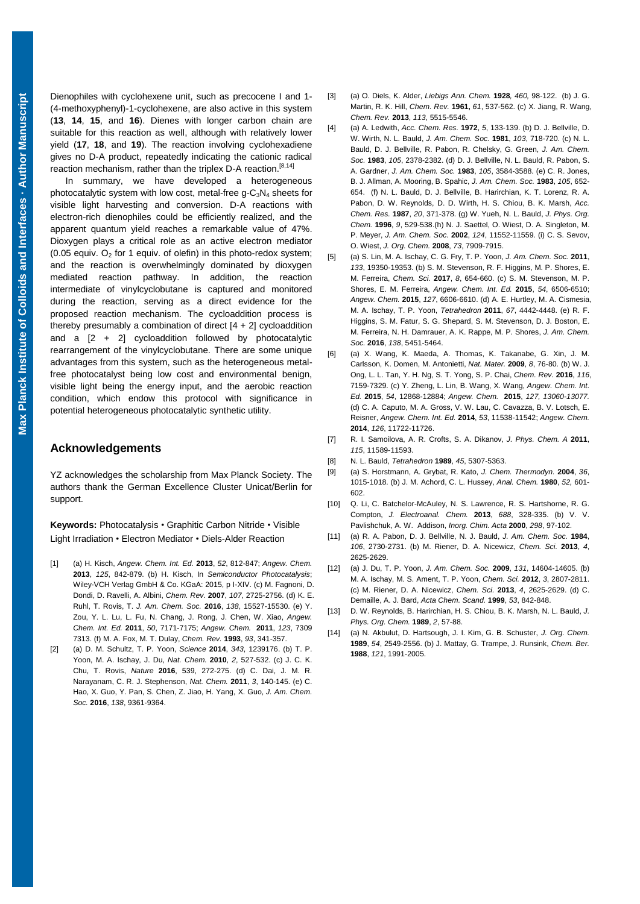Dienophiles with cyclohexene unit, such as precocene I and 1-(4-methoxyphenyl)-1-cyclohexene, are also active in this system (**13**, **14**, **15**, and **16**). Dienes with longer carbon chain are suitable for this reaction as well, although with relatively lower yield (**17**, **18**, and **19**). The reaction involving cyclohexadiene gives no D-A product, repeatedly indicating the cationic radical reaction mechanism, rather than the triplex D-A reaction.[8,14]

In summary, we have developed a heterogeneous photocatalytic system with low cost, metal-free g-$C_3N_4$ sheets for visible light harvesting and conversion. D-A reactions with electron-rich dienophiles could be efficiently realized, and the apparent quantum yield reaches a remarkable value of 47%. Dioxygen plays a critical role as an active electron mediator (0.05 equiv. $O_2$ for 1 equiv. of olefin) in this photo-redox system; and the reaction is overwhelmingly dominated by dioxygen mediated reaction pathway. In addition, the reaction intermediate of vinylcyclobutane is captured and monitored during the reaction, serving as a direct evidence for the proposed reaction mechanism. The cycloaddition process is thereby presumably a combination of direct [4 + 2] cycloaddition and a [2 + 2] cycloaddition followed by photocatalytic rearrangement of the vinylcyclobutane. There are some unique advantages from this system, such as the heterogeneous metal-free photocatalyst being low cost and environmental benign, visible light being the energy input, and the aerobic reaction condition, which endow this protocol with significance in potential heterogeneous photocatalytic synthetic utility.

## Acknowledgements

YZ acknowledges the scholarship from Max Planck Society. The authors thank the German Excellence Cluster Unicat/Berlin for support.

**Keywords:** Photocatalysis • Graphitic Carbon Nitride • Visible Light Irradiation • Electron Mediator • Diels-Alder Reaction

[1] (a) H. Kisch, *Angew. Chem. Int. Ed.* **2013**, *52*, 812-847; *Angew. Chem.* **2013**, *125*, 842-879. (b) H. Kisch, In *Semiconductor Photocatalysis*; Wiley-VCH Verlag GmbH & Co. KGaA: 2015, p I-XIV. (c) M. Fagnoni, D. Dondi, D. Ravelli, A. Albini, *Chem. Rev.* **2007**, *107*, 2725-2756. (d) K. E. Ruhl, T. Rovis, T. *J. Am. Chem. Soc.* **2016**, *138*, 15527-15530. (e) Y. Zou, Y. L. Lu, L. Fu, N. Chang, J. Rong, J. Chen, W. Xiao, *Angew. Chem. Int. Ed.* **2011**, *50*, 7171-7175; *Angew. Chem.* **2011**, *123*, 7309 7313. (f) M. A. Fox, M. T. Dulay, *Chem. Rev.* **1993**, *93*, 341-357.

[2] (a) D. M. Schultz, T. P. Yoon, *Science* **2014**, *343*, 1239176. (b) T. P. Yoon, M. A. Ischay, J. Du, *Nat. Chem.* **2010**, *2*, 527-532. (c) J. C. K. Chu, T. Rovis, *Nature* **2016**, 539, 272-275. (d) C. Dai, J. M. R. Narayanam, C. R. J. Stephenson, *Nat. Chem.* **2011**, *3*, 140-145. (e) C. Hao, X. Guo, Y. Pan, S. Chen, Z. Jiao, H. Yang, X. Guo, *J. Am. Chem. Soc.* **2016**, *138*, 9361-9364.

[3] (a) O. Diels, K. Alder, *Liebigs Ann. Chem.* **1928**, *460*, 98-122. (b) J. G. Martin, R. K. Hill, *Chem. Rev.* **1961,** *61*, 537-562. (c) X. Jiang, R. Wang, *Chem. Rev.* **2013**, *113*, 5515-5546.

[4] (a) A. Ledwith, *Acc. Chem. Res.* **1972**, *5*, 133-139. (b) D. J. Bellville, D. W. Wirth, N. L. Bauld, *J. Am. Chem. Soc.* **1981**, *103*, 718-720. (c) N. L. Bauld, D. J. Bellville, R. Pabon, R. Chelsky, G. Green, *J. Am. Chem. Soc.* **1983**, *105*, 2378-2382. (d) D. J. Bellville, N. L. Bauld, R. Pabon, S. A. Gardner, *J. Am. Chem. Soc.* **1983**, *105*, 3584-3588. (e) C. R. Jones, B. J. Allman, A. Mooring, B. Spahic, *J. Am. Chem. Soc.* **1983**, *105*, 652-654. (f) N. L. Bauld, D. J. Bellville, B. Harirchian, K. T. Lorenz, R. A. Pabon, D. W. Reynolds, D. D. Wirth, H. S. Chiou, B. K. Marsh, *Acc. Chem. Res.* **1987**, *20*, 371-378. (g) W. Yueh, N. L. Bauld, *J. Phys. Org. Chem.* **1996**, *9*, 529-538.(h) N. J. Saettel, O. Wiest, D. A. Singleton, M. P. Meyer, *J. Am. Chem. Soc.* **2002**, *124*, 11552-11559. (i) C. S. Sevov, O. Wiest, *J. Org. Chem.* **2008**, *73*, 7909-7915.

[5] (a) S. Lin, M. A. Ischay, C. G. Fry, T. P. Yoon, *J. Am. Chem. Soc.* **2011**, *133*, 19350-19353. (b) S. M. Stevenson, R. F. Higgins, M. P. Shores, E. M. Ferreira, *Chem. Sci.* **2017**, *8*, 654-660. (c) S. M. Stevenson, M. P. Shores, E. M. Ferreira, *Angew. Chem. Int. Ed.* **2015**, *54*, 6506-6510; *Angew. Chem.* **2015**, *127*, 6606-6610. (d) A. E. Hurtley, M. A. Cismesia, M. A. Ischay, T. P. Yoon, *Tetrahedron* **2011**, *67*, 4442-4448. (e) R. F. Higgins, S. M. Fatur, S. G. Shepard, S. M. Stevenson, D. J. Boston, E. M. Ferreira, N. H. Damrauer, A. K. Rappe, M. P. Shores, *J. Am. Chem. Soc.* **2016**, *138*, 5451-5464.

[6] (a) X. Wang, K. Maeda, A. Thomas, K. Takanabe, G. Xin, J. M. Carlsson, K. Domen, M. Antonietti, *Nat. Mater.* **2009**, *8*, 76-80. (b) W. J. Ong, L. L. Tan, Y. H. Ng, S. T. Yong, S. P. Chai, *Chem. Rev.* **2016**, *116*, 7159-7329. (c) Y. Zheng, L. Lin, B. Wang, X. Wang, *Angew. Chem. Int. Ed.* **2015**, *54*, 12868-12884; *Angew. Chem.* **2015**, *127, 13060-13077.* (d) C. A. Caputo, M. A. Gross, V. W. Lau, C. Cavazza, B. V. Lotsch, E. Reisner, *Angew. Chem. Int. Ed.* **2014**, *53*, 11538-11542; *Angew. Chem.* **2014**, *126*, 11722-11726.

[7] R. I. Samoilova, A. R. Crofts, S. A. Dikanov, *J. Phys. Chem. A* **2011**, *115*, 11589-11593.

[8] N. L. Bauld, *Tetrahedron* **1989**, *45*, 5307-5363.

[9] (a) S. Horstmann, A. Grybat, R. Kato, *J. Chem. Thermodyn.* **2004**, *36*, 1015-1018. (b) J. M. Achord, C. L. Hussey, *Anal. Chem.* **1980**, *52*, 601-602.

[10] Q. Li, C. Batchelor-McAuley, N. S. Lawrence, R. S. Hartshorne, R. G. Compton, *J. Electroanal. Chem.* **2013**, *688*, 328-335. (b) V. V. Pavlishchuk, A. W. Addison, *Inorg. Chim. Acta* **2000**, *298*, 97-102.

[11] (a) R. A. Pabon, D. J. Bellville, N. J. Bauld, *J. Am. Chem. Soc.* **1984**, *106*, 2730-2731. (b) M. Riener, D. A. Nicewicz, *Chem. Sci.* **2013**, *4*, 2625-2629.

[12] (a) J. Du, T. P. Yoon, *J. Am. Chem. Soc.* **2009**, *131*, 14604-14605. (b) M. A. Ischay, M. S. Ament, T. P. Yoon, *Chem. Sci.* **2012**, *3*, 2807-2811. (c) M. Riener, D. A. Nicewicz, *Chem. Sci.* **2013**, *4*, 2625-2629. (d) C. Demaille, A. J. Bard, *Acta Chem. Scand.* **1999**, *53*, 842-848.

[13] D. W. Reynolds, B. Harirchian, H. S. Chiou, B. K. Marsh, N. L. Bauld, *J. Phys. Org. Chem.* **1989**, *2*, 57-88.

[14] (a) N. Akbulut, D. Hartsough, J. I. Kim, G. B. Schuster, *J. Org. Chem.* **1989**, *54*, 2549-2556. (b) J. Mattay, G. Trampe, J. Runsink, *Chem. Ber.* **1988**, *121*, 1991-2005.